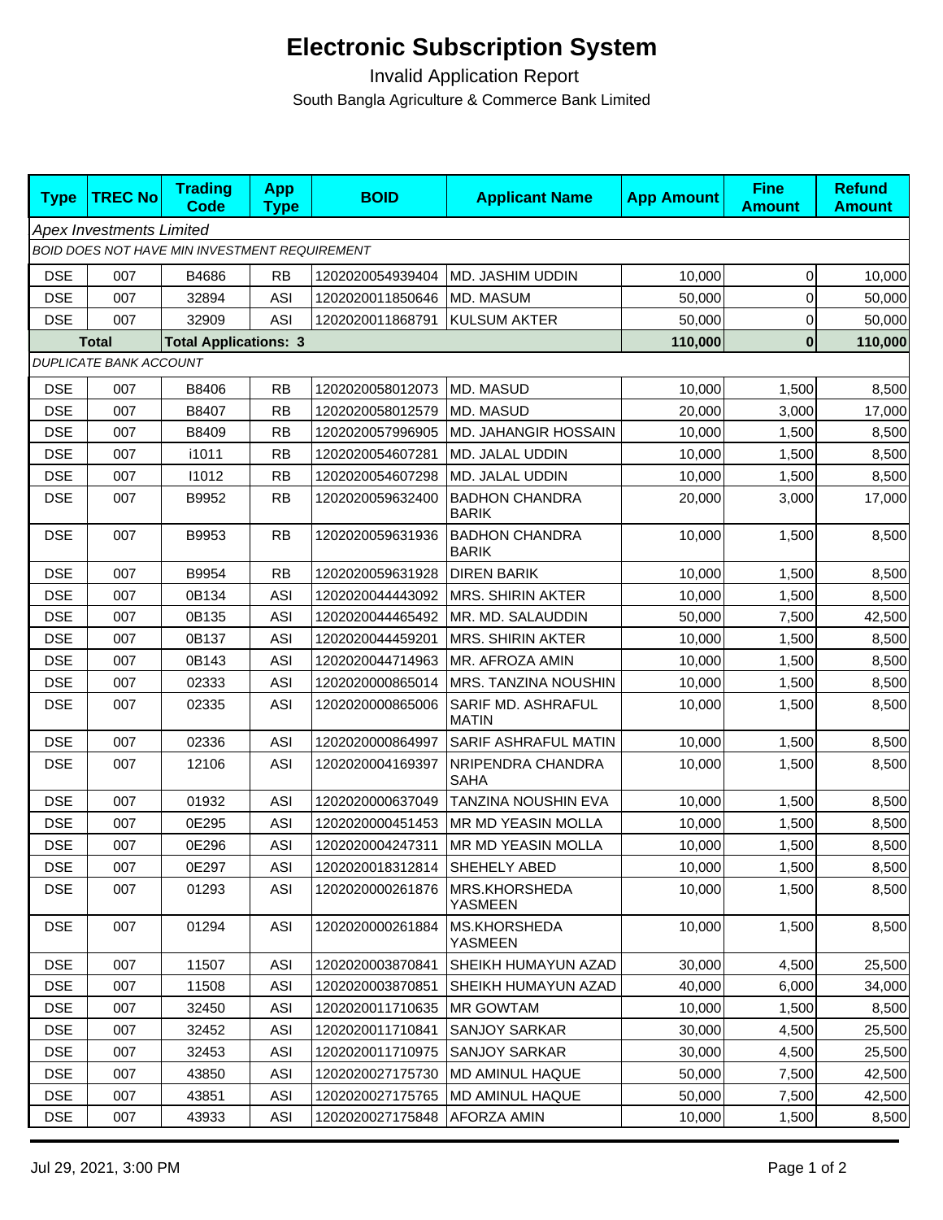# Electronic Subscription System

Invalid Application Report

South Bangla Agriculture & Commerce Bank Limited

| Type | TREC No | Trading Code | App Type | BOID | Applicant Name | App Amount | Fine Amount | Refund Amount |
|---|---|---|---|---|---|---|---|---|
| *Apex Investments Limited* | | | | | | | | |
| *BOID DOES NOT HAVE MIN INVESTMENT REQUIREMENT* | | | | | | | | |
| DSE | 007 | B4686 | RB | 1202020054939404 | MD. JASHIM UDDIN | 10,000 | 0 | 10,000 |
| DSE | 007 | 32894 | ASI | 1202020011850646 | MD. MASUM | 50,000 | 0 | 50,000 |
| DSE | 007 | 32909 | ASI | 1202020011868791 | KULSUM AKTER | 50,000 | 0 | 50,000 |
| **Total** | | **Total Applications: 3** | | | | **110,000** | **0** | **110,000** |
| *DUPLICATE BANK ACCOUNT* | | | | | | | | |
| DSE | 007 | B8406 | RB | 1202020058012073 | MD. MASUD | 10,000 | 1,500 | 8,500 |
| DSE | 007 | B8407 | RB | 1202020058012579 | MD. MASUD | 20,000 | 3,000 | 17,000 |
| DSE | 007 | B8409 | RB | 1202020057996905 | MD. JAHANGIR HOSSAIN | 10,000 | 1,500 | 8,500 |
| DSE | 007 | i1011 | RB | 1202020054607281 | MD. JALAL UDDIN | 10,000 | 1,500 | 8,500 |
| DSE | 007 | I1012 | RB | 1202020054607298 | MD. JALAL UDDIN | 10,000 | 1,500 | 8,500 |
| DSE | 007 | B9952 | RB | 1202020059632400 | BADHON CHANDRA BARIK | 20,000 | 3,000 | 17,000 |
| DSE | 007 | B9953 | RB | 1202020059631936 | BADHON CHANDRA BARIK | 10,000 | 1,500 | 8,500 |
| DSE | 007 | B9954 | RB | 1202020059631928 | DIREN BARIK | 10,000 | 1,500 | 8,500 |
| DSE | 007 | 0B134 | ASI | 1202020044443092 | MRS. SHIRIN AKTER | 10,000 | 1,500 | 8,500 |
| DSE | 007 | 0B135 | ASI | 1202020044465492 | MR. MD. SALAUDDIN | 50,000 | 7,500 | 42,500 |
| DSE | 007 | 0B137 | ASI | 1202020044459201 | MRS. SHIRIN AKTER | 10,000 | 1,500 | 8,500 |
| DSE | 007 | 0B143 | ASI | 1202020044714963 | MR. AFROZA AMIN | 10,000 | 1,500 | 8,500 |
| DSE | 007 | 02333 | ASI | 1202020000865014 | MRS. TANZINA NOUSHIN | 10,000 | 1,500 | 8,500 |
| DSE | 007 | 02335 | ASI | 1202020000865006 | SARIF MD. ASHRAFUL MATIN | 10,000 | 1,500 | 8,500 |
| DSE | 007 | 02336 | ASI | 1202020000864997 | SARIF ASHRAFUL MATIN | 10,000 | 1,500 | 8,500 |
| DSE | 007 | 12106 | ASI | 1202020004169397 | NRIPENDRA CHANDRA SAHA | 10,000 | 1,500 | 8,500 |
| DSE | 007 | 01932 | ASI | 1202020000637049 | TANZINA NOUSHIN EVA | 10,000 | 1,500 | 8,500 |
| DSE | 007 | 0E295 | ASI | 1202020000451453 | MR MD YEASIN MOLLA | 10,000 | 1,500 | 8,500 |
| DSE | 007 | 0E296 | ASI | 1202020004247311 | MR MD YEASIN MOLLA | 10,000 | 1,500 | 8,500 |
| DSE | 007 | 0E297 | ASI | 1202020018312814 | SHEHELY ABED | 10,000 | 1,500 | 8,500 |
| DSE | 007 | 01293 | ASI | 1202020000261876 | MRS.KHORSHEDA YASMEEN | 10,000 | 1,500 | 8,500 |
| DSE | 007 | 01294 | ASI | 1202020000261884 | MS.KHORSHEDA YASMEEN | 10,000 | 1,500 | 8,500 |
| DSE | 007 | 11507 | ASI | 1202020003870841 | SHEIKH HUMAYUN AZAD | 30,000 | 4,500 | 25,500 |
| DSE | 007 | 11508 | ASI | 1202020003870851 | SHEIKH HUMAYUN AZAD | 40,000 | 6,000 | 34,000 |
| DSE | 007 | 32450 | ASI | 1202020011710635 | MR GOWTAM | 10,000 | 1,500 | 8,500 |
| DSE | 007 | 32452 | ASI | 1202020011710841 | SANJOY SARKAR | 30,000 | 4,500 | 25,500 |
| DSE | 007 | 32453 | ASI | 1202020011710975 | SANJOY SARKAR | 30,000 | 4,500 | 25,500 |
| DSE | 007 | 43850 | ASI | 1202020027175730 | MD AMINUL HAQUE | 50,000 | 7,500 | 42,500 |
| DSE | 007 | 43851 | ASI | 1202020027175765 | MD AMINUL HAQUE | 50,000 | 7,500 | 42,500 |
| DSE | 007 | 43933 | ASI | 1202020027175848 | AFORZA AMIN | 10,000 | 1,500 | 8,500 |

Jul 29, 2021, 3:00 PM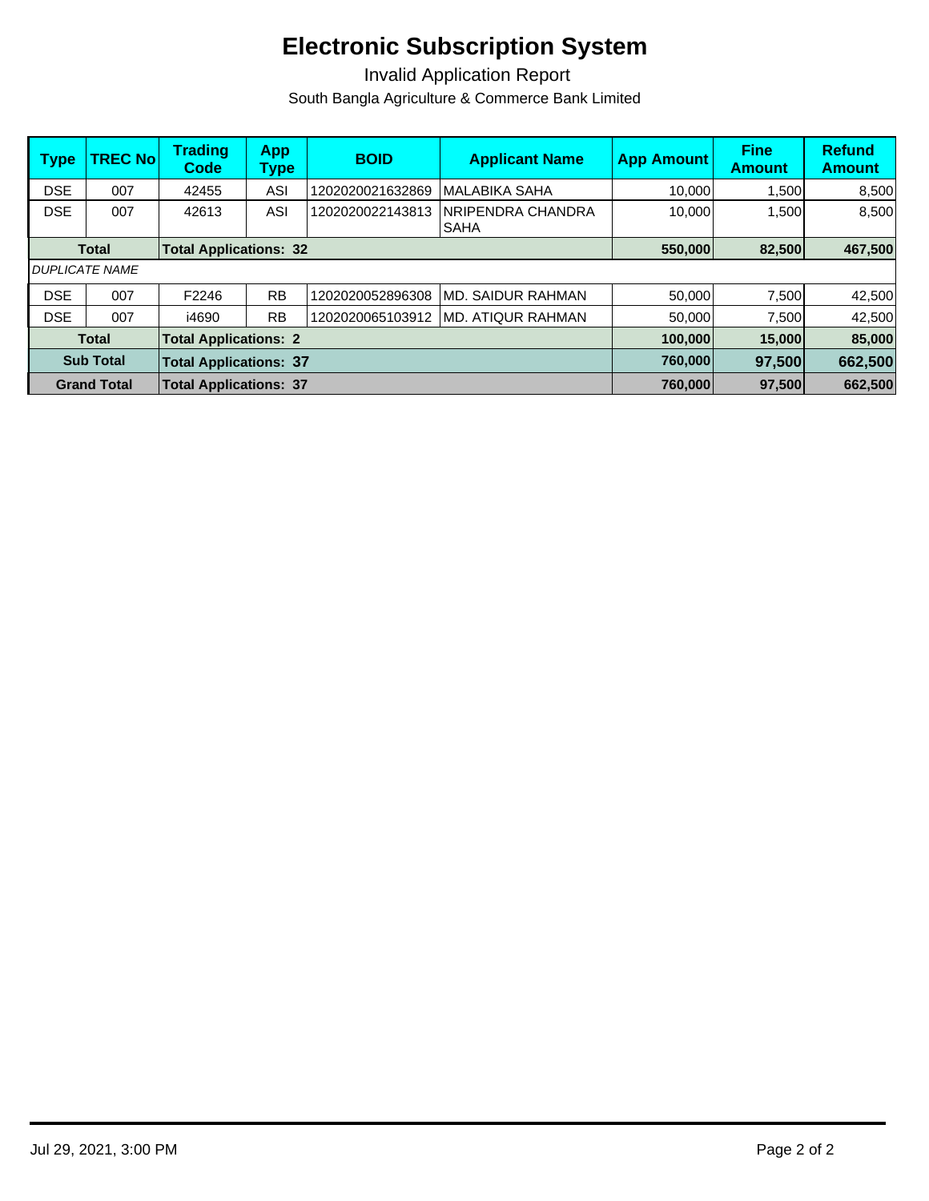# Electronic Subscription System

Invalid Application Report

South Bangla Agriculture & Commerce Bank Limited

| Type | TREC No | Trading Code | App Type | BOID | Applicant Name | App Amount | Fine Amount | Refund Amount |
|---|---|---|---|---|---|---|---|---|
| DSE | 007 | 42455 | ASI | 1202020021632869 | MALABIKA SAHA | 10,000 | 1,500 | 8,500 |
| DSE | 007 | 42613 | ASI | 1202020022143813 | NRIPENDRA CHANDRA SAHA | 10,000 | 1,500 | 8,500 |
| **Total** | | **Total Applications: 32** | | | | **550,000** | **82,500** | **467,500** |
| *DUPLICATE NAME* | | | | | | | | |
| DSE | 007 | F2246 | RB | 1202020052896308 | MD. SAIDUR RAHMAN | 50,000 | 7,500 | 42,500 |
| DSE | 007 | i4690 | RB | 1202020065103912 | MD. ATIQUR RAHMAN | 50,000 | 7,500 | 42,500 |
| **Total** | | **Total Applications: 2** | | | | **100,000** | **15,000** | **85,000** |
| **Sub Total** | | **Total Applications: 37** | | | | **760,000** | **97,500** | **662,500** |
| **Grand Total** | | **Total Applications: 37** | | | | **760,000** | **97,500** | **662,500** |

Jul 29, 2021, 3:00 PM